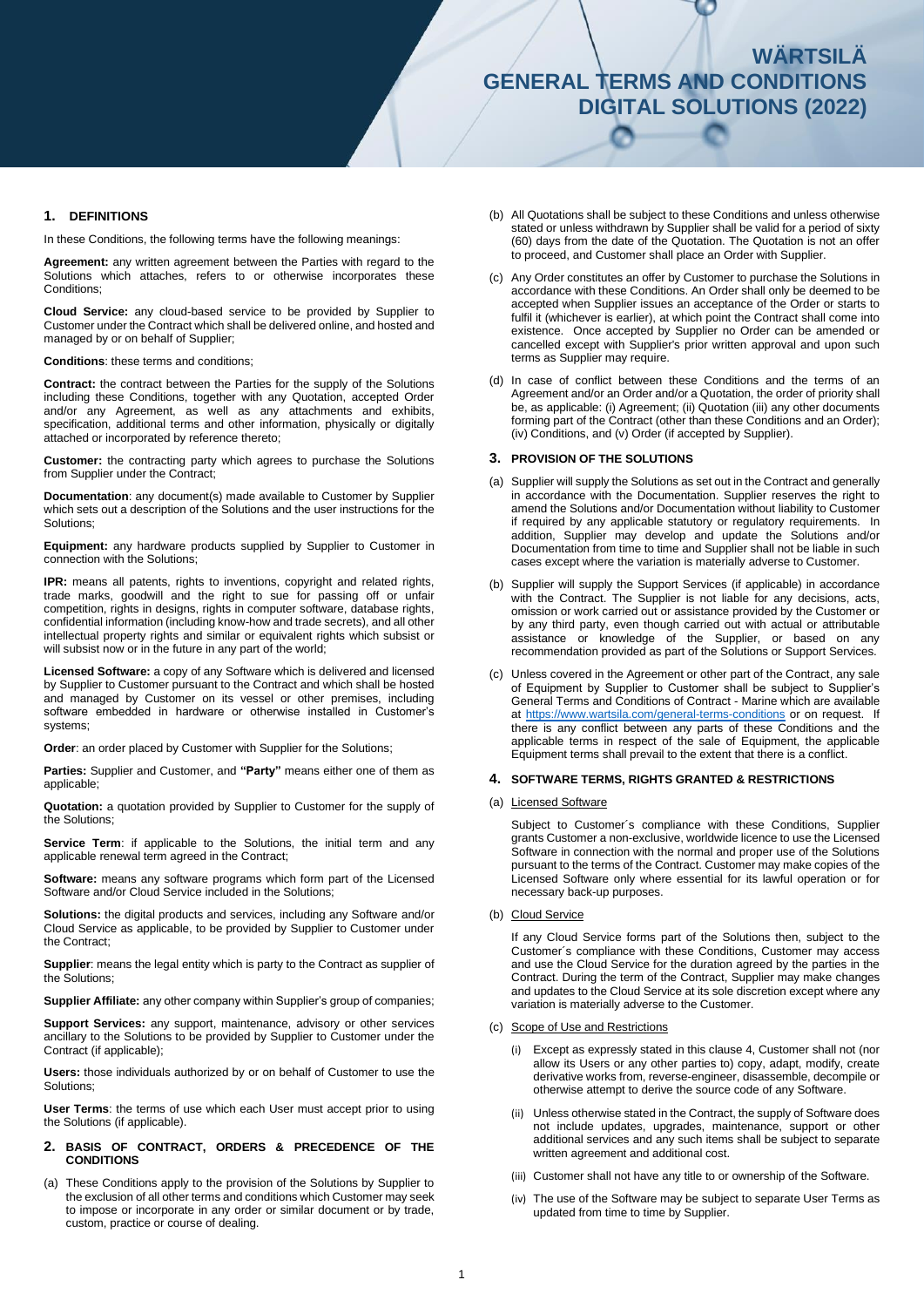# WÄRTSILÄ GENERAL TERMS AND CONDITIONS DIGITAL SOLUTIONS (2022)

## 1. DEFINITIONS

In these Conditions, the following terms have the following meanings:

**Agreement:** any written agreement between the Parties with regard to the Solutions which attaches, refers to or otherwise incorporates these Conditions;

**Cloud Service:** any cloud-based service to be provided by Supplier to Customer under the Contract which shall be delivered online, and hosted and managed by or on behalf of Supplier;

**Conditions**: these terms and conditions;

**Contract:** the contract between the Parties for the supply of the Solutions including these Conditions, together with any Quotation, accepted Order and/or any Agreement, as well as any attachments and exhibits, specification, additional terms and other information, physically or digitally attached or incorporated by reference thereto;

**Customer:** the contracting party which agrees to purchase the Solutions from Supplier under the Contract;

**Documentation**: any document(s) made available to Customer by Supplier which sets out a description of the Solutions and the user instructions for the Solutions;

**Equipment:** any hardware products supplied by Supplier to Customer in connection with the Solutions;

**IPR:** means all patents, rights to inventions, copyright and related rights, trade marks, goodwill and the right to sue for passing off or unfair competition, rights in designs, rights in computer software, database rights, confidential information (including know-how and trade secrets), and all other intellectual property rights and similar or equivalent rights which subsist or will subsist now or in the future in any part of the world;

**Licensed Software:** a copy of any Software which is delivered and licensed by Supplier to Customer pursuant to the Contract and which shall be hosted and managed by Customer on its vessel or other premises, including software embedded in hardware or otherwise installed in Customer's systems;

**Order**: an order placed by Customer with Supplier for the Solutions;

**Parties:** Supplier and Customer, and **"Party"** means either one of them as applicable;

**Quotation:** a quotation provided by Supplier to Customer for the supply of the Solutions;

**Service Term**: if applicable to the Solutions, the initial term and any applicable renewal term agreed in the Contract;

**Software:** means any software programs which form part of the Licensed Software and/or Cloud Service included in the Solutions;

**Solutions:** the digital products and services, including any Software and/or Cloud Service as applicable, to be provided by Supplier to Customer under the Contract;

**Supplier**: means the legal entity which is party to the Contract as supplier of the Solutions;

**Supplier Affiliate:** any other company within Supplier's group of companies;

**Support Services:** any support, maintenance, advisory or other services ancillary to the Solutions to be provided by Supplier to Customer under the Contract (if applicable);

**Users:** those individuals authorized by or on behalf of Customer to use the Solutions;

**User Terms**: the terms of use which each User must accept prior to using the Solutions (if applicable).

## 2. BASIS OF CONTRACT, ORDERS & PRECEDENCE OF THE CONDITIONS

(a) These Conditions apply to the provision of the Solutions by Supplier to the exclusion of all other terms and conditions which Customer may seek to impose or incorporate in any order or similar document or by trade, custom, practice or course of dealing.

(b) All Quotations shall be subject to these Conditions and unless otherwise stated or unless withdrawn by Supplier shall be valid for a period of sixty (60) days from the date of the Quotation. The Quotation is not an offer to proceed, and Customer shall place an Order with Supplier.

(c) Any Order constitutes an offer by Customer to purchase the Solutions in accordance with these Conditions. An Order shall only be deemed to be accepted when Supplier issues an acceptance of the Order or starts to fulfil it (whichever is earlier), at which point the Contract shall come into existence. Once accepted by Supplier no Order can be amended or cancelled except with Supplier's prior written approval and upon such terms as Supplier may require.

(d) In case of conflict between these Conditions and the terms of an Agreement and/or an Order and/or a Quotation, the order of priority shall be, as applicable: (i) Agreement; (ii) Quotation (iii) any other documents forming part of the Contract (other than these Conditions and an Order); (iv) Conditions, and (v) Order (if accepted by Supplier).

## 3. PROVISION OF THE SOLUTIONS

(a) Supplier will supply the Solutions as set out in the Contract and generally in accordance with the Documentation. Supplier reserves the right to amend the Solutions and/or Documentation without liability to Customer if required by any applicable statutory or regulatory requirements. In addition, Supplier may develop and update the Solutions and/or Documentation from time to time and Supplier shall not be liable in such cases except where the variation is materially adverse to Customer.

(b) Supplier will supply the Support Services (if applicable) in accordance with the Contract. The Supplier is not liable for any decisions, acts, omission or work carried out or assistance provided by the Customer or by any third party, even though carried out with actual or attributable assistance or knowledge of the Supplier, or based on any recommendation provided as part of the Solutions or Support Services.

(c) Unless covered in the Agreement or other part of the Contract, any sale of Equipment by Supplier to Customer shall be subject to Supplier's General Terms and Conditions of Contract - Marine which are available at https://www.wartsila.com/general-terms-conditions or on request. If there is any conflict between any parts of these Conditions and the applicable terms in respect of the sale of Equipment, the applicable Equipment terms shall prevail to the extent that there is a conflict.

## 4. SOFTWARE TERMS, RIGHTS GRANTED & RESTRICTIONS

(a) Licensed Software

Subject to Customer´s compliance with these Conditions, Supplier grants Customer a non-exclusive, worldwide licence to use the Licensed Software in connection with the normal and proper use of the Solutions pursuant to the terms of the Contract. Customer may make copies of the Licensed Software only where essential for its lawful operation or for necessary back-up purposes.

(b) Cloud Service

If any Cloud Service forms part of the Solutions then, subject to the Customer´s compliance with these Conditions, Customer may access and use the Cloud Service for the duration agreed by the parties in the Contract. During the term of the Contract, Supplier may make changes and updates to the Cloud Service at its sole discretion except where any variation is materially adverse to the Customer.

(c) Scope of Use and Restrictions

(i) Except as expressly stated in this clause 4, Customer shall not (nor allow its Users or any other parties to) copy, adapt, modify, create derivative works from, reverse-engineer, disassemble, decompile or otherwise attempt to derive the source code of any Software.

(ii) Unless otherwise stated in the Contract, the supply of Software does not include updates, upgrades, maintenance, support or other additional services and any such items shall be subject to separate written agreement and additional cost.

(iii) Customer shall not have any title to or ownership of the Software.

(iv) The use of the Software may be subject to separate User Terms as updated from time to time by Supplier.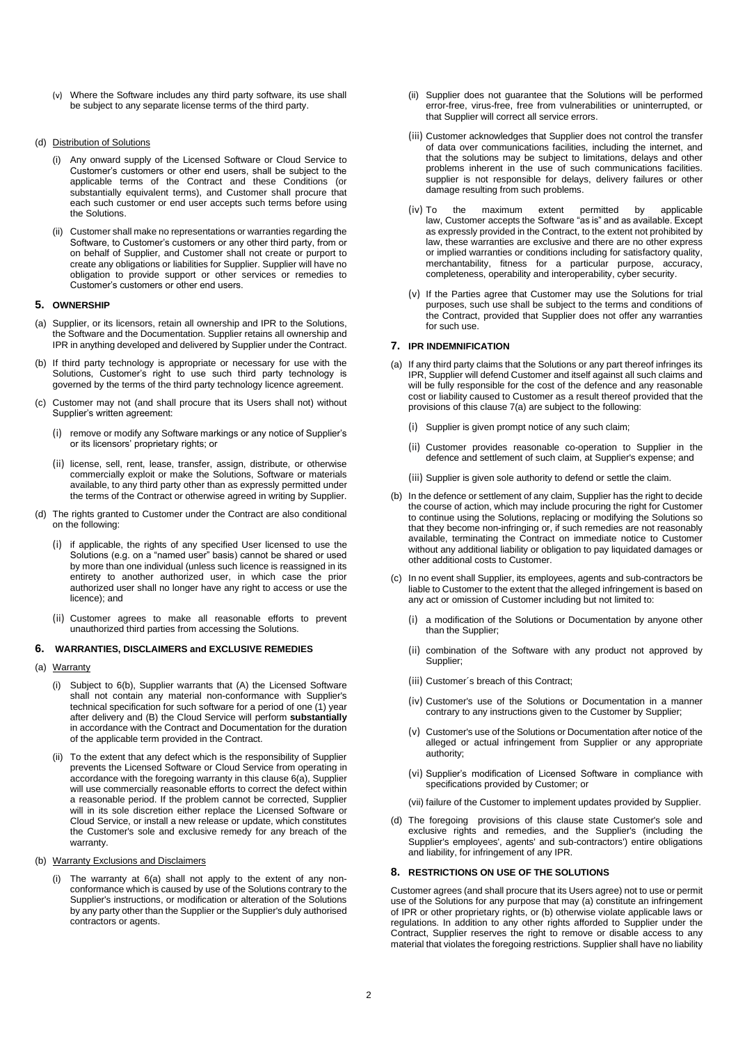(v) Where the Software includes any third party software, its use shall be subject to any separate license terms of the third party.

(d) Distribution of Solutions

(i) Any onward supply of the Licensed Software or Cloud Service to Customer's customers or other end users, shall be subject to the applicable terms of the Contract and these Conditions (or substantially equivalent terms), and Customer shall procure that each such customer or end user accepts such terms before using the Solutions.

(ii) Customer shall make no representations or warranties regarding the Software, to Customer's customers or any other third party, from or on behalf of Supplier, and Customer shall not create or purport to create any obligations or liabilities for Supplier. Supplier will have no obligation to provide support or other services or remedies to Customer's customers or other end users.

## 5. OWNERSHIP

(a) Supplier, or its licensors, retain all ownership and IPR to the Solutions, the Software and the Documentation. Supplier retains all ownership and IPR in anything developed and delivered by Supplier under the Contract.

(b) If third party technology is appropriate or necessary for use with the Solutions, Customer's right to use such third party technology is governed by the terms of the third party technology licence agreement.

(c) Customer may not (and shall procure that its Users shall not) without Supplier's written agreement:

(i) remove or modify any Software markings or any notice of Supplier's or its licensors' proprietary rights; or

(ii) license, sell, rent, lease, transfer, assign, distribute, or otherwise commercially exploit or make the Solutions, Software or materials available, to any third party other than as expressly permitted under the terms of the Contract or otherwise agreed in writing by Supplier.

(d) The rights granted to Customer under the Contract are also conditional on the following:

(i) if applicable, the rights of any specified User licensed to use the Solutions (e.g. on a "named user" basis) cannot be shared or used by more than one individual (unless such licence is reassigned in its entirety to another authorized user, in which case the prior authorized user shall no longer have any right to access or use the licence); and

(ii) Customer agrees to make all reasonable efforts to prevent unauthorized third parties from accessing the Solutions.

## 6. WARRANTIES, DISCLAIMERS and EXCLUSIVE REMEDIES

(a) Warranty

(i) Subject to 6(b), Supplier warrants that (A) the Licensed Software shall not contain any material non-conformance with Supplier's technical specification for such software for a period of one (1) year after delivery and (B) the Cloud Service will perform **substantially** in accordance with the Contract and Documentation for the duration of the applicable term provided in the Contract.

(ii) To the extent that any defect which is the responsibility of Supplier prevents the Licensed Software or Cloud Service from operating in accordance with the foregoing warranty in this clause 6(a), Supplier will use commercially reasonable efforts to correct the defect within a reasonable period. If the problem cannot be corrected, Supplier will in its sole discretion either replace the Licensed Software or Cloud Service, or install a new release or update, which constitutes the Customer's sole and exclusive remedy for any breach of the warranty.

(b) Warranty Exclusions and Disclaimers

(i) The warranty at 6(a) shall not apply to the extent of any non-conformance which is caused by use of the Solutions contrary to the Supplier's instructions, or modification or alteration of the Solutions by any party other than the Supplier or the Supplier's duly authorised contractors or agents.

(ii) Supplier does not guarantee that the Solutions will be performed error-free, virus-free, free from vulnerabilities or uninterrupted, or that Supplier will correct all service errors.

(iii) Customer acknowledges that Supplier does not control the transfer of data over communications facilities, including the internet, and that the solutions may be subject to limitations, delays and other problems inherent in the use of such communications facilities. supplier is not responsible for delays, delivery failures or other damage resulting from such problems.

(iv) To the maximum extent permitted by applicable law, Customer accepts the Software "as is" and as available. Except as expressly provided in the Contract, to the extent not prohibited by law, these warranties are exclusive and there are no other express or implied warranties or conditions including for satisfactory quality, merchantability, fitness for a particular purpose, accuracy, completeness, operability and interoperability, cyber security.

(v) If the Parties agree that Customer may use the Solutions for trial purposes, such use shall be subject to the terms and conditions of the Contract, provided that Supplier does not offer any warranties for such use.

## 7. IPR INDEMNIFICATION

(a) If any third party claims that the Solutions or any part thereof infringes its IPR, Supplier will defend Customer and itself against all such claims and will be fully responsible for the cost of the defence and any reasonable cost or liability caused to Customer as a result thereof provided that the provisions of this clause 7(a) are subject to the following:

(i) Supplier is given prompt notice of any such claim;

(ii) Customer provides reasonable co-operation to Supplier in the defence and settlement of such claim, at Supplier's expense; and

(iii) Supplier is given sole authority to defend or settle the claim.

(b) In the defence or settlement of any claim, Supplier has the right to decide the course of action, which may include procuring the right for Customer to continue using the Solutions, replacing or modifying the Solutions so that they become non-infringing or, if such remedies are not reasonably available, terminating the Contract on immediate notice to Customer without any additional liability or obligation to pay liquidated damages or other additional costs to Customer.

(c) In no event shall Supplier, its employees, agents and sub-contractors be liable to Customer to the extent that the alleged infringement is based on any act or omission of Customer including but not limited to:

(i) a modification of the Solutions or Documentation by anyone other than the Supplier;

(ii) combination of the Software with any product not approved by Supplier;

(iii) Customer´s breach of this Contract;

(iv) Customer's use of the Solutions or Documentation in a manner contrary to any instructions given to the Customer by Supplier;

(v) Customer's use of the Solutions or Documentation after notice of the alleged or actual infringement from Supplier or any appropriate authority;

(vi) Supplier's modification of Licensed Software in compliance with specifications provided by Customer; or

(vii) failure of the Customer to implement updates provided by Supplier.

(d) The foregoing provisions of this clause state Customer's sole and exclusive rights and remedies, and the Supplier's (including the Supplier's employees', agents' and sub-contractors') entire obligations and liability, for infringement of any IPR.

## 8. RESTRICTIONS ON USE OF THE SOLUTIONS

Customer agrees (and shall procure that its Users agree) not to use or permit use of the Solutions for any purpose that may (a) constitute an infringement of IPR or other proprietary rights, or (b) otherwise violate applicable laws or regulations. In addition to any other rights afforded to Supplier under the Contract, Supplier reserves the right to remove or disable access to any material that violates the foregoing restrictions. Supplier shall have no liability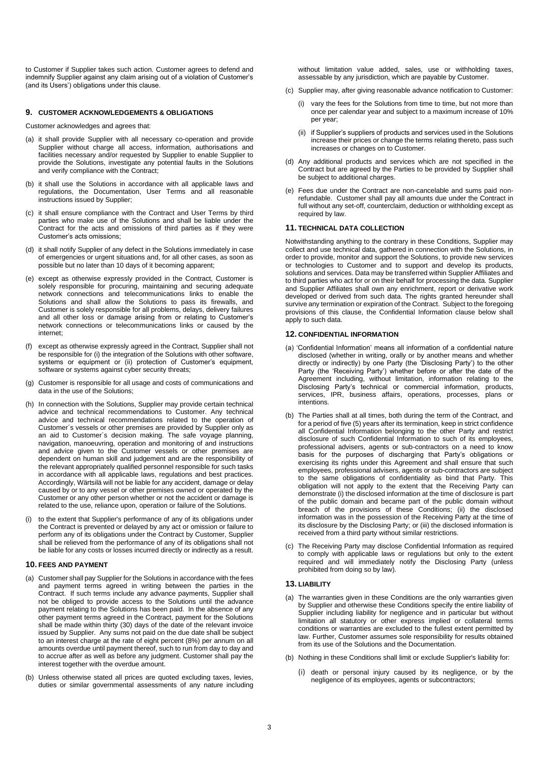to Customer if Supplier takes such action. Customer agrees to defend and indemnify Supplier against any claim arising out of a violation of Customer's (and its Users') obligations under this clause.

## 9. CUSTOMER ACKNOWLEDGEMENTS & OBLIGATIONS

Customer acknowledges and agrees that:

(a) it shall provide Supplier with all necessary co-operation and provide Supplier without charge all access, information, authorisations and facilities necessary and/or requested by Supplier to enable Supplier to provide the Solutions, investigate any potential faults in the Solutions and verify compliance with the Contract;

(b) it shall use the Solutions in accordance with all applicable laws and regulations, the Documentation, User Terms and all reasonable instructions issued by Supplier;

(c) it shall ensure compliance with the Contract and User Terms by third parties who make use of the Solutions and shall be liable under the Contract for the acts and omissions of third parties as if they were Customer's acts omissions;

(d) it shall notify Supplier of any defect in the Solutions immediately in case of emergencies or urgent situations and, for all other cases, as soon as possible but no later than 10 days of it becoming apparent;

(e) except as otherwise expressly provided in the Contract, Customer is solely responsible for procuring, maintaining and securing adequate network connections and telecommunications links to enable the Solutions and shall allow the Solutions to pass its firewalls, and Customer is solely responsible for all problems, delays, delivery failures and all other loss or damage arising from or relating to Customer's network connections or telecommunications links or caused by the internet;

(f) except as otherwise expressly agreed in the Contract, Supplier shall not be responsible for (i) the integration of the Solutions with other software, systems or equipment or (ii) protection of Customer's equipment, software or systems against cyber security threats;

(g) Customer is responsible for all usage and costs of communications and data in the use of the Solutions;

(h) In connection with the Solutions, Supplier may provide certain technical advice and technical recommendations to Customer. Any technical advice and technical recommendations related to the operation of Customer´s vessels or other premises are provided by Supplier only as an aid to Customer´s decision making. The safe voyage planning, navigation, manoeuvring, operation and monitoring of and instructions and advice given to the Customer vessels or other premises are dependent on human skill and judgement and are the responsibility of the relevant appropriately qualified personnel responsible for such tasks in accordance with all applicable laws, regulations and best practices. Accordingly, Wärtsilä will not be liable for any accident, damage or delay caused by or to any vessel or other premises owned or operated by the Customer or any other person whether or not the accident or damage is related to the use, reliance upon, operation or failure of the Solutions.

(i) to the extent that Supplier's performance of any of its obligations under the Contract is prevented or delayed by any act or omission or failure to perform any of its obligations under the Contract by Customer, Supplier shall be relieved from the performance of any of its obligations shall not be liable for any costs or losses incurred directly or indirectly as a result.

## 10. FEES AND PAYMENT

(a) Customer shall pay Supplier for the Solutions in accordance with the fees and payment terms agreed in writing between the parties in the Contract. If such terms include any advance payments, Supplier shall not be obliged to provide access to the Solutions until the advance payment relating to the Solutions has been paid. In the absence of any other payment terms agreed in the Contract, payment for the Solutions shall be made within thirty (30) days of the date of the relevant invoice issued by Supplier. Any sums not paid on the due date shall be subject to an interest charge at the rate of eight percent (8%) per annum on all amounts overdue until payment thereof, such to run from day to day and to accrue after as well as before any judgment. Customer shall pay the interest together with the overdue amount.

(b) Unless otherwise stated all prices are quoted excluding taxes, levies, duties or similar governmental assessments of any nature including without limitation value added, sales, use or withholding taxes, assessable by any jurisdiction, which are payable by Customer.

(c) Supplier may, after giving reasonable advance notification to Customer:

   (i) vary the fees for the Solutions from time to time, but not more than once per calendar year and subject to a maximum increase of 10% per year;

   (ii) if Supplier's suppliers of products and services used in the Solutions increase their prices or change the terms relating thereto, pass such increases or changes on to Customer.

(d) Any additional products and services which are not specified in the Contract but are agreed by the Parties to be provided by Supplier shall be subject to additional charges.

(e) Fees due under the Contract are non-cancelable and sums paid non-refundable. Customer shall pay all amounts due under the Contract in full without any set-off, counterclaim, deduction or withholding except as required by law.

## 11. TECHNICAL DATA COLLECTION

Notwithstanding anything to the contrary in these Conditions, Supplier may collect and use technical data, gathered in connection with the Solutions, in order to provide, monitor and support the Solutions, to provide new services or technologies to Customer and to support and develop its products, solutions and services. Data may be transferred within Supplier Affiliates and to third parties who act for or on their behalf for processing the data. Supplier and Supplier Affiliates shall own any enrichment, report or derivative work developed or derived from such data. The rights granted hereunder shall survive any termination or expiration of the Contract. Subject to the foregoing provisions of this clause, the Confidential Information clause below shall apply to such data.

## 12. CONFIDENTIAL INFORMATION

(a) 'Confidential Information' means all information of a confidential nature disclosed (whether in writing, orally or by another means and whether directly or indirectly) by one Party (the 'Disclosing Party') to the other Party (the 'Receiving Party') whether before or after the date of the Agreement including, without limitation, information relating to the Disclosing Party's technical or commercial information, products, services, IPR, business affairs, operations, processes, plans or intentions.

(b) The Parties shall at all times, both during the term of the Contract, and for a period of five (5) years after its termination, keep in strict confidence all Confidential Information belonging to the other Party and restrict disclosure of such Confidential Information to such of its employees, professional advisers, agents or sub-contractors on a need to know basis for the purposes of discharging that Party's obligations or exercising its rights under this Agreement and shall ensure that such employees, professional advisers, agents or sub-contractors are subject to the same obligations of confidentiality as bind that Party. This obligation will not apply to the extent that the Receiving Party can demonstrate (i) the disclosed information at the time of disclosure is part of the public domain and became part of the public domain without breach of the provisions of these Conditions; (ii) the disclosed information was in the possession of the Receiving Party at the time of its disclosure by the Disclosing Party; or (iii) the disclosed information is received from a third party without similar restrictions.

(c) The Receiving Party may disclose Confidential Information as required to comply with applicable laws or regulations but only to the extent required and will immediately notify the Disclosing Party (unless prohibited from doing so by law).

## 13. LIABILITY

(a) The warranties given in these Conditions are the only warranties given by Supplier and otherwise these Conditions specify the entire liability of Supplier including liability for negligence and in particular but without limitation all statutory or other express implied or collateral terms conditions or warranties are excluded to the fullest extent permitted by law. Further, Customer assumes sole responsibility for results obtained from its use of the Solutions and the Documentation.

(b) Nothing in these Conditions shall limit or exclude Supplier's liability for:

   (i) death or personal injury caused by its negligence, or by the negligence of its employees, agents or subcontractors;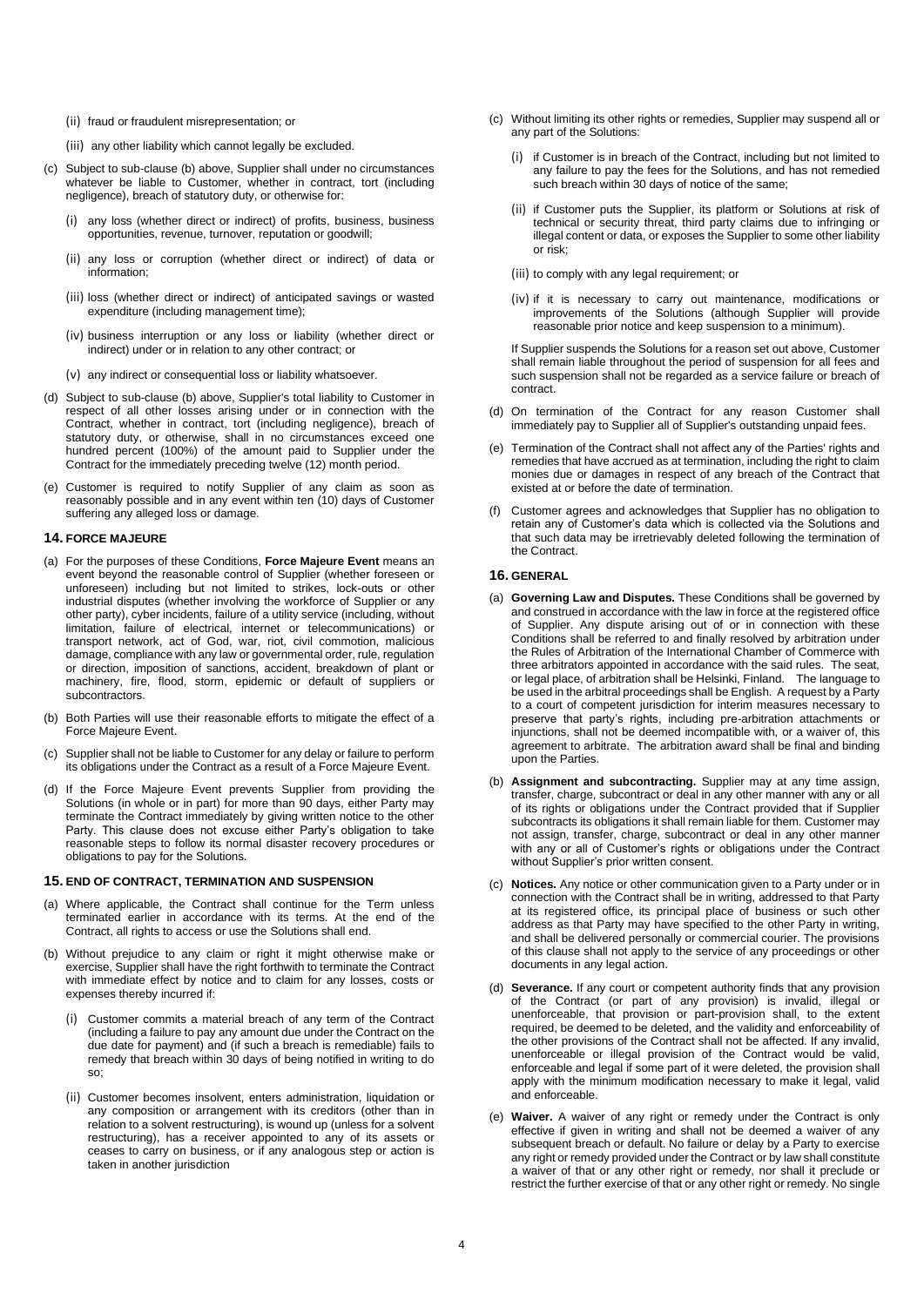(ii) fraud or fraudulent misrepresentation; or

(iii) any other liability which cannot legally be excluded.

(c) Subject to sub-clause (b) above, Supplier shall under no circumstances whatever be liable to Customer, whether in contract, tort (including negligence), breach of statutory duty, or otherwise for:

(i) any loss (whether direct or indirect) of profits, business, business opportunities, revenue, turnover, reputation or goodwill;

(ii) any loss or corruption (whether direct or indirect) of data or information;

(iii) loss (whether direct or indirect) of anticipated savings or wasted expenditure (including management time);

(iv) business interruption or any loss or liability (whether direct or indirect) under or in relation to any other contract; or

(v) any indirect or consequential loss or liability whatsoever.

(d) Subject to sub-clause (b) above, Supplier's total liability to Customer in respect of all other losses arising under or in connection with the Contract, whether in contract, tort (including negligence), breach of statutory duty, or otherwise, shall in no circumstances exceed one hundred percent (100%) of the amount paid to Supplier under the Contract for the immediately preceding twelve (12) month period.

(e) Customer is required to notify Supplier of any claim as soon as reasonably possible and in any event within ten (10) days of Customer suffering any alleged loss or damage.

## 14. FORCE MAJEURE

(a) For the purposes of these Conditions, **Force Majeure Event** means an event beyond the reasonable control of Supplier (whether foreseen or unforeseen) including but not limited to strikes, lock-outs or other industrial disputes (whether involving the workforce of Supplier or any other party), cyber incidents, failure of a utility service (including, without limitation, failure of electrical, internet or telecommunications) or transport network, act of God, war, riot, civil commotion, malicious damage, compliance with any law or governmental order, rule, regulation or direction, imposition of sanctions, accident, breakdown of plant or machinery, fire, flood, storm, epidemic or default of suppliers or subcontractors.

(b) Both Parties will use their reasonable efforts to mitigate the effect of a Force Majeure Event.

(c) Supplier shall not be liable to Customer for any delay or failure to perform its obligations under the Contract as a result of a Force Majeure Event.

(d) If the Force Majeure Event prevents Supplier from providing the Solutions (in whole or in part) for more than 90 days, either Party may terminate the Contract immediately by giving written notice to the other Party. This clause does not excuse either Party's obligation to take reasonable steps to follow its normal disaster recovery procedures or obligations to pay for the Solutions.

## 15. END OF CONTRACT, TERMINATION AND SUSPENSION

(a) Where applicable, the Contract shall continue for the Term unless terminated earlier in accordance with its terms. At the end of the Contract, all rights to access or use the Solutions shall end.

(b) Without prejudice to any claim or right it might otherwise make or exercise, Supplier shall have the right forthwith to terminate the Contract with immediate effect by notice and to claim for any losses, costs or expenses thereby incurred if:

(i) Customer commits a material breach of any term of the Contract (including a failure to pay any amount due under the Contract on the due date for payment) and (if such a breach is remediable) fails to remedy that breach within 30 days of being notified in writing to do so;

(ii) Customer becomes insolvent, enters administration, liquidation or any composition or arrangement with its creditors (other than in relation to a solvent restructuring), is wound up (unless for a solvent restructuring), has a receiver appointed to any of its assets or ceases to carry on business, or if any analogous step or action is taken in another jurisdiction

(c) Without limiting its other rights or remedies, Supplier may suspend all or any part of the Solutions:

(i) if Customer is in breach of the Contract, including but not limited to any failure to pay the fees for the Solutions, and has not remedied such breach within 30 days of notice of the same;

(ii) if Customer puts the Supplier, its platform or Solutions at risk of technical or security threat, third party claims due to infringing or illegal content or data, or exposes the Supplier to some other liability or risk;

(iii) to comply with any legal requirement; or

(iv) if it is necessary to carry out maintenance, modifications or improvements of the Solutions (although Supplier will provide reasonable prior notice and keep suspension to a minimum).

If Supplier suspends the Solutions for a reason set out above, Customer shall remain liable throughout the period of suspension for all fees and such suspension shall not be regarded as a service failure or breach of contract.

(d) On termination of the Contract for any reason Customer shall immediately pay to Supplier all of Supplier's outstanding unpaid fees.

(e) Termination of the Contract shall not affect any of the Parties' rights and remedies that have accrued as at termination, including the right to claim monies due or damages in respect of any breach of the Contract that existed at or before the date of termination.

(f) Customer agrees and acknowledges that Supplier has no obligation to retain any of Customer's data which is collected via the Solutions and that such data may be irretrievably deleted following the termination of the Contract.

## 16. GENERAL

(a) **Governing Law and Disputes.** These Conditions shall be governed by and construed in accordance with the law in force at the registered office of Supplier. Any dispute arising out of or in connection with these Conditions shall be referred to and finally resolved by arbitration under the Rules of Arbitration of the International Chamber of Commerce with three arbitrators appointed in accordance with the said rules. The seat, or legal place, of arbitration shall be Helsinki, Finland. The language to be used in the arbitral proceedings shall be English. A request by a Party to a court of competent jurisdiction for interim measures necessary to preserve that party's rights, including pre-arbitration attachments or injunctions, shall not be deemed incompatible with, or a waiver of, this agreement to arbitrate. The arbitration award shall be final and binding upon the Parties.

(b) **Assignment and subcontracting.** Supplier may at any time assign, transfer, charge, subcontract or deal in any other manner with any or all of its rights or obligations under the Contract provided that if Supplier subcontracts its obligations it shall remain liable for them. Customer may not assign, transfer, charge, subcontract or deal in any other manner with any or all of Customer's rights or obligations under the Contract without Supplier's prior written consent.

(c) **Notices.** Any notice or other communication given to a Party under or in connection with the Contract shall be in writing, addressed to that Party at its registered office, its principal place of business or such other address as that Party may have specified to the other Party in writing, and shall be delivered personally or commercial courier. The provisions of this clause shall not apply to the service of any proceedings or other documents in any legal action.

(d) **Severance.** If any court or competent authority finds that any provision of the Contract (or part of any provision) is invalid, illegal or unenforceable, that provision or part-provision shall, to the extent required, be deemed to be deleted, and the validity and enforceability of the other provisions of the Contract shall not be affected. If any invalid, unenforceable or illegal provision of the Contract would be valid, enforceable and legal if some part of it were deleted, the provision shall apply with the minimum modification necessary to make it legal, valid and enforceable.

(e) **Waiver.** A waiver of any right or remedy under the Contract is only effective if given in writing and shall not be deemed a waiver of any subsequent breach or default. No failure or delay by a Party to exercise any right or remedy provided under the Contract or by law shall constitute a waiver of that or any other right or remedy, nor shall it preclude or restrict the further exercise of that or any other right or remedy. No single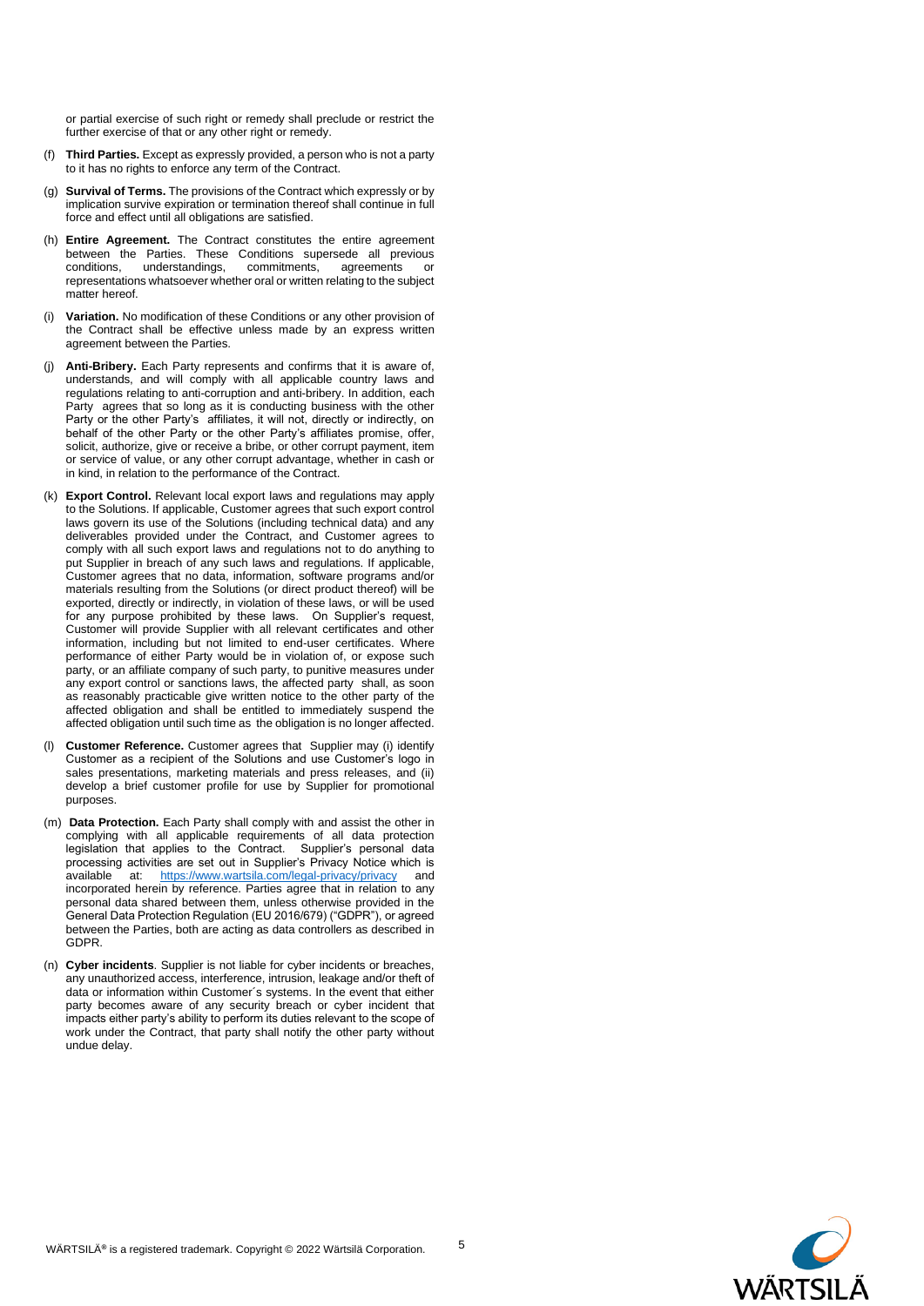or partial exercise of such right or remedy shall preclude or restrict the further exercise of that or any other right or remedy.

(f) **Third Parties.** Except as expressly provided, a person who is not a party to it has no rights to enforce any term of the Contract.

(g) **Survival of Terms.** The provisions of the Contract which expressly or by implication survive expiration or termination thereof shall continue in full force and effect until all obligations are satisfied.

(h) **Entire Agreement.** The Contract constitutes the entire agreement between the Parties. These Conditions supersede all previous conditions, understandings, commitments, agreements or representations whatsoever whether oral or written relating to the subject matter hereof.

(i) **Variation.** No modification of these Conditions or any other provision of the Contract shall be effective unless made by an express written agreement between the Parties.

(j) **Anti-Bribery.** Each Party represents and confirms that it is aware of, understands, and will comply with all applicable country laws and regulations relating to anti-corruption and anti-bribery. In addition, each Party agrees that so long as it is conducting business with the other Party or the other Party's affiliates, it will not, directly or indirectly, on behalf of the other Party or the other Party's affiliates promise, offer, solicit, authorize, give or receive a bribe, or other corrupt payment, item or service of value, or any other corrupt advantage, whether in cash or in kind, in relation to the performance of the Contract.

(k) **Export Control.** Relevant local export laws and regulations may apply to the Solutions. If applicable, Customer agrees that such export control laws govern its use of the Solutions (including technical data) and any deliverables provided under the Contract, and Customer agrees to comply with all such export laws and regulations not to do anything to put Supplier in breach of any such laws and regulations. If applicable, Customer agrees that no data, information, software programs and/or materials resulting from the Solutions (or direct product thereof) will be exported, directly or indirectly, in violation of these laws, or will be used for any purpose prohibited by these laws. On Supplier's request, Customer will provide Supplier with all relevant certificates and other information, including but not limited to end-user certificates. Where performance of either Party would be in violation of, or expose such party, or an affiliate company of such party, to punitive measures under any export control or sanctions laws, the affected party shall, as soon as reasonably practicable give written notice to the other party of the affected obligation and shall be entitled to immediately suspend the affected obligation until such time as the obligation is no longer affected.

(l) **Customer Reference.** Customer agrees that Supplier may (i) identify Customer as a recipient of the Solutions and use Customer's logo in sales presentations, marketing materials and press releases, and (ii) develop a brief customer profile for use by Supplier for promotional purposes.

(m) **Data Protection.** Each Party shall comply with and assist the other in complying with all applicable requirements of all data protection legislation that applies to the Contract. Supplier's personal data processing activities are set out in Supplier's Privacy Notice which is available at: https://www.wartsila.com/legal-privacy/privacy and incorporated herein by reference. Parties agree that in relation to any personal data shared between them, unless otherwise provided in the General Data Protection Regulation (EU 2016/679) ("GDPR"), or agreed between the Parties, both are acting as data controllers as described in GDPR.

(n) **Cyber incidents**. Supplier is not liable for cyber incidents or breaches, any unauthorized access, interference, intrusion, leakage and/or theft of data or information within Customer´s systems. In the event that either party becomes aware of any security breach or cyber incident that impacts either party's ability to perform its duties relevant to the scope of work under the Contract, that party shall notify the other party without undue delay.

WÄRTSILÄ® is a registered trademark. Copyright © 2022 Wärtsilä Corporation.